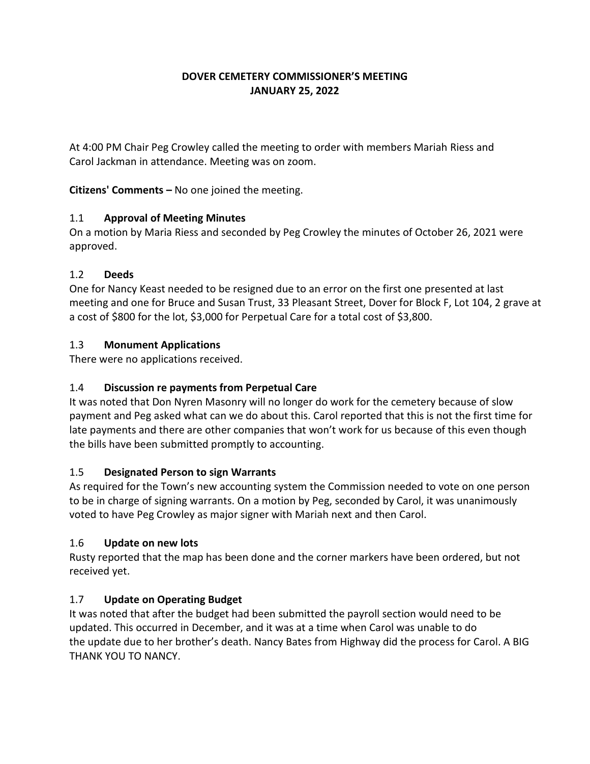**DOVER CEMETERY COMMISSIONER'S MEETING**
**JANUARY 25, 2022**

At 4:00 PM Chair Peg Crowley called the meeting to order with members Mariah Riess and Carol Jackman in attendance. Meeting was on zoom.

**Citizens' Comments –** No one joined the meeting.

### 1.1 Approval of Meeting Minutes

On a motion by Maria Riess and seconded by Peg Crowley the minutes of October 26, 2021 were approved.

### 1.2 Deeds

One for Nancy Keast needed to be resigned due to an error on the first one presented at last meeting and one for Bruce and Susan Trust, 33 Pleasant Street, Dover for Block F, Lot 104, 2 grave at a cost of $800 for the lot, $3,000 for Perpetual Care for a total cost of $3,800.

### 1.3 Monument Applications

There were no applications received.

### 1.4 Discussion re payments from Perpetual Care

It was noted that Don Nyren Masonry will no longer do work for the cemetery because of slow payment and Peg asked what can we do about this. Carol reported that this is not the first time for late payments and there are other companies that won't work for us because of this even though the bills have been submitted promptly to accounting.

### 1.5 Designated Person to sign Warrants

As required for the Town's new accounting system the Commission needed to vote on one person to be in charge of signing warrants. On a motion by Peg, seconded by Carol, it was unanimously voted to have Peg Crowley as major signer with Mariah next and then Carol.

### 1.6 Update on new lots

Rusty reported that the map has been done and the corner markers have been ordered, but not received yet.

### 1.7 Update on Operating Budget

It was noted that after the budget had been submitted the payroll section would need to be updated. This occurred in December, and it was at a time when Carol was unable to do the update due to her brother's death. Nancy Bates from Highway did the process for Carol. A BIG THANK YOU TO NANCY.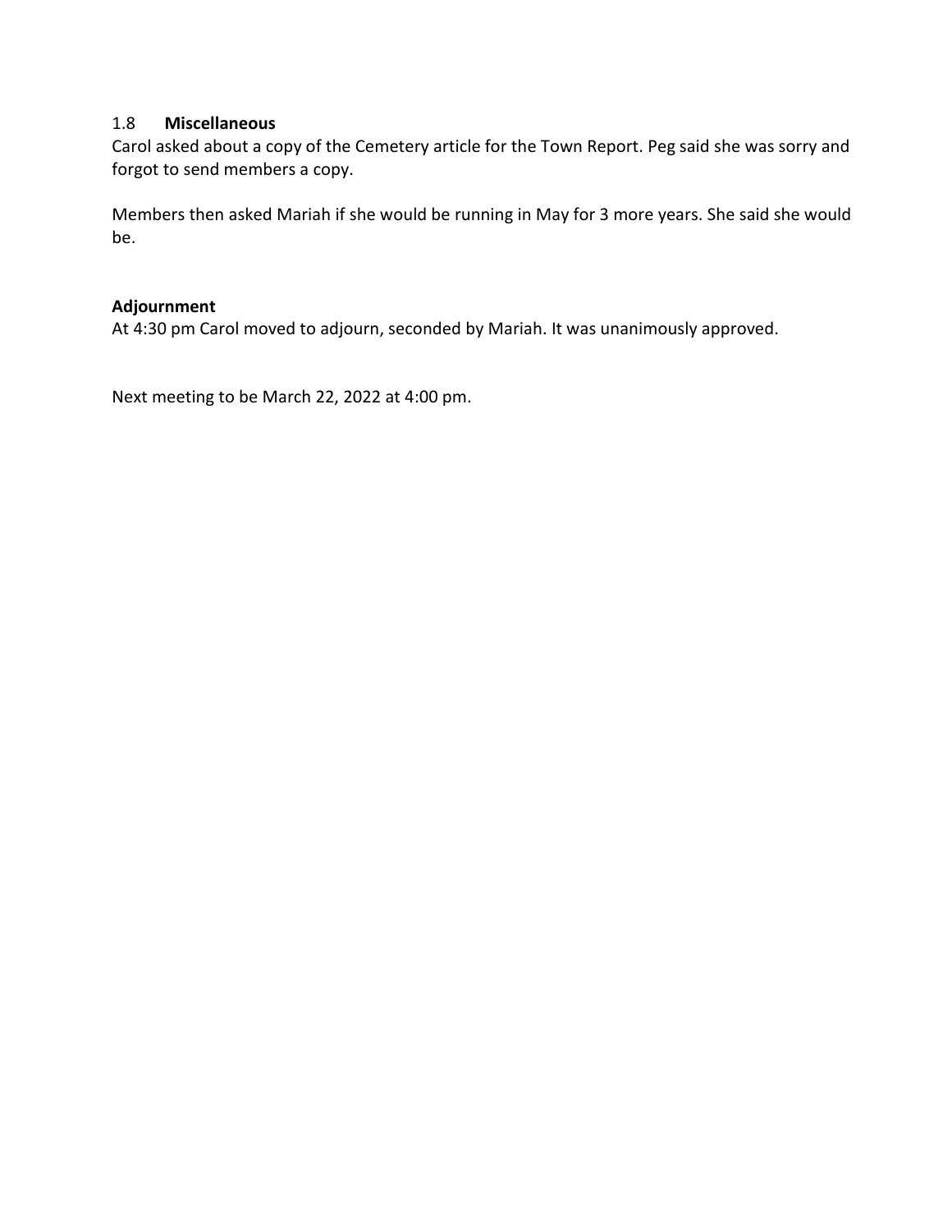### 1.8 Miscellaneous

Carol asked about a copy of the Cemetery article for the Town Report. Peg said she was sorry and forgot to send members a copy.

Members then asked Mariah if she would be running in May for 3 more years. She said she would be.

### Adjournment

At 4:30 pm Carol moved to adjourn, seconded by Mariah. It was unanimously approved.

Next meeting to be March 22, 2022 at 4:00 pm.